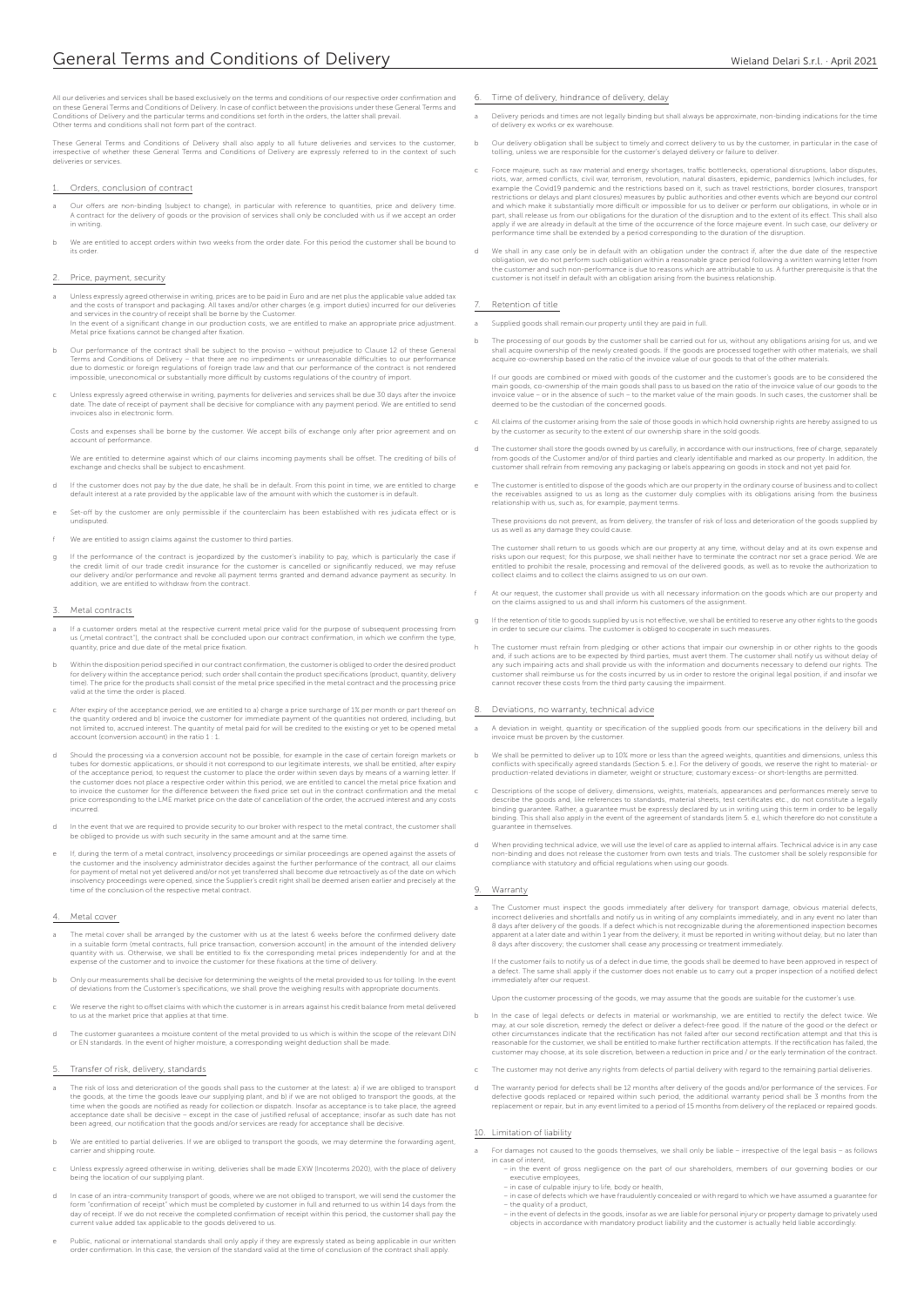# General Terms and Conditions of Delivery

Wieland Delari S.r.l. · April 2021

All our deliveries and services shall be based exclusively on the terms and conditions of our respective order confirmation and on these General Terms and Conditions of Delivery. In case of conflict between the provisions under these General Terms and Conditions of Delivery and the particular terms and conditions set forth in the orders, the latter shall prevail. Other terms and conditions shall not form part of the contract.

These General Terms and Conditions of Delivery shall also apply to all future deliveries and services to the customer, irrespective of whether these General Terms and Conditions of Delivery are expressly referred to in the context of such deliveries or services.

## 1. Orders, conclusion of contract

a Our offers are non-binding (subject to change), in particular with reference to quantities, price and delivery time. A contract for the delivery of goods or the provision of services shall only be concluded with us if we accept an order in writing.

b We are entitled to accept orders within two weeks from the order date. For this period the customer shall be bound to its order.

## 2. Price, payment, security

a Unless expressly agreed otherwise in writing, prices are to be paid in Euro and are net plus the applicable value added tax and the costs of transport and packaging. All taxes and/or other charges (e.g. import duties) incurred for our deliveries and services in the country of receipt shall be borne by the Customer.
In the event of a significant change in our production costs, we are entitled to make an appropriate price adjustment. Metal price fixations cannot be changed after fixation.

b Our performance of the contract shall be subject to the proviso – without prejudice to Clause 12 of these General Terms and Conditions of Delivery – that there are no impediments or unreasonable difficulties to our performance due to domestic or foreign regulations of foreign trade law and that our performance of the contract is not rendered impossible, uneconomical or substantially more difficult by customs regulations of the country of import.

c Unless expressly agreed otherwise in writing, payments for deliveries and services shall be due 30 days after the invoice date. The date of receipt of payment shall be decisive for compliance with any payment period. We are entitled to send invoices also in electronic form.

Costs and expenses shall be borne by the customer. We accept bills of exchange only after prior agreement and on account of performance.

We are entitled to determine against which of our claims incoming payments shall be offset. The crediting of bills of exchange and checks shall be subject to encashment.

d If the customer does not pay by the due date, he shall be in default. From this point in time, we are entitled to charge default interest at a rate provided by the applicable law of the amount with which the customer is in default.

e Set-off by the customer are only permissible if the counterclaim has been established with res judicata effect or is undisputed.

f We are entitled to assign claims against the customer to third parties.

g If the performance of the contract is jeopardized by the customer's inability to pay, which is particularly the case if the credit limit of our trade credit insurance for the customer is cancelled or significantly reduced, we may refuse our delivery and/or performance and revoke all payment terms granted and demand advance payment as security. In addition, we are entitled to withdraw from the contract.

## 3. Metal contracts

a If a customer orders metal at the respective current metal price valid for the purpose of subsequent processing from us („metal contract"), the contract shall be concluded upon our contract confirmation, in which we confirm the type, quantity, price and due date of the metal price fixation.

b Within the disposition period specified in our contract confirmation, the customer is obliged to order the desired product for delivery within the acceptance period; such order shall contain the product specifications (product, quantity, delivery time). The price for the products shall consist of the metal price specified in the metal contract and the processing price valid at the time the order is placed.

c After expiry of the acceptance period, we are entitled to a) charge a price surcharge of 1% per month or part thereof on the quantity ordered and b) invoice the customer for immediate payment of the quantities not ordered, including, but not limited to, accrued interest. The quantity of metal paid for will be credited to the existing or yet to be opened metal account (conversion account) in the ratio 1 : 1.

d Should the processing via a conversion account not be possible, for example in the case of certain foreign markets or tubes for domestic applications, or should it not correspond to our legitimate interests, we shall be entitled, after expiry of the acceptance period, to request the customer to place the order within seven days by means of a warning letter. If the customer does not place a respective order within this period, we are entitled to cancel the metal price fixation and to invoice the customer for the difference between the fixed price set out in the contract confirmation and the metal price corresponding to the LME market price on the date of cancellation of the order, the accrued interest and any costs incurred.

d In the event that we are required to provide security to our broker with respect to the metal contract, the customer shall be obliged to provide us with such security in the same amount and at the same time.

e If, during the term of a metal contract, insolvency proceedings or similar proceedings are opened against the assets of the customer and the insolvency administrator decides against the further performance of the contract, all our claims for payment of metal not yet delivered and/or not yet transferred shall become due retroactively as of the date on which insolvency proceedings were opened, since the Supplier's credit right shall be deemed arisen earlier and precisely at the time of the conclusion of the respective metal contract.

## 4. Metal cover

a The metal cover shall be arranged by the customer with us at the latest 6 weeks before the confirmed delivery date in a suitable form (metal contracts, full price transaction, conversion account) in the amount of the intended delivery quantity with us. Otherwise, we shall be entitled to fix the corresponding metal prices independently for and at the expense of the customer and to invoice the customer for these fixations at the time of delivery.

b Only our measurements shall be decisive for determining the weights of the metal provided to us for tolling. In the event of deviations from the Customer's specifications, we shall prove the weighing results with appropriate documents.

c We reserve the right to offset claims with which the customer is in arrears against his credit balance from metal delivered to us at the market price that applies at that time.

d The customer guarantees a moisture content of the metal provided to us which is within the scope of the relevant DIN or EN standards. In the event of higher moisture, a corresponding weight deduction shall be made.

## 5. Transfer of risk, delivery, standards

a The risk of loss and deterioration of the goods shall pass to the customer at the latest: a) if we are obliged to transport the goods, at the time the goods leave our supplying plant, and b) if we are not obliged to transport the goods, at the time when the goods are notified as ready for collection or dispatch. Insofar as acceptance is to take place, the agreed acceptance date shall be decisive – except in the case of justified refusal of acceptance; insofar as such date has not been agreed, our notification that the goods and/or services are ready for acceptance shall be decisive.

b We are entitled to partial deliveries. If we are obliged to transport the goods, we may determine the forwarding agent, carrier and shipping route.

c Unless expressly agreed otherwise in writing, deliveries shall be made EXW (Incoterms 2020), with the place of delivery being the location of our supplying plant.

d In case of an intra-community transport of goods, where we are not obliged to transport, we will send the customer the form "confirmation of receipt" which must be completed by customer in full and returned to us within 14 days from the day of receipt. If we do not receive the completed confirmation of receipt within this period, the customer shall pay the current value added tax applicable to the goods delivered to us.

e Public, national or international standards shall only apply if they are expressly stated as being applicable in our written order confirmation. In this case, the version of the standard valid at the time of conclusion of the contract shall apply.

## 6. Time of delivery, hindrance of delivery, delay

a Delivery periods and times are not legally binding but shall always be approximate, non-binding indications for the time of delivery ex works or ex warehouse.

b Our delivery obligation shall be subject to timely and correct delivery to us by the customer, in particular in the case of tolling, unless we are responsible for the customer's delayed delivery or failure to deliver.

c Force majeure, such as raw material and energy shortages, traffic bottlenecks, operational disruptions, labor disputes, riots, war, armed conflicts, civil war, terrorism, revolution, natural disasters, epidemic, pandemics (which includes, for example the Covid19 pandemic and the restrictions based on it, such as travel restrictions, border closures, transport restrictions or delays and plant closures) measures by public authorities and other events which are beyond our control and which make it substantially more difficult or impossible for us to deliver or perform our obligations, in whole or in part, shall release us from our obligations for the duration of the disruption and to the extent of its effect. This shall also apply if we are already in default at the time of the occurrence of the force majeure event. In such case, our delivery or performance time shall be extended by a period corresponding to the duration of the disruption.

d We shall in any case only be in default with an obligation under the contract if, after the due date of the respective obligation, we do not perform such obligation within a reasonable grace period following a written warning letter from the customer and such non-performance is due to reasons which are attributable to us. A further prerequisite is that the customer is not itself in default with an obligation arising from the business relationship.

## 7. Retention of title

a Supplied goods shall remain our property until they are paid in full.

b The processing of our goods by the customer shall be carried out for us, without any obligations arising for us, and we shall acquire ownership of the newly created goods. If the goods are processed together with other materials, we shall acquire co-ownership based on the ratio of the invoice value of our goods to that of the other materials.

If our goods are combined or mixed with goods of the customer and the customer's goods are to be considered the main goods, co-ownership of the main goods shall pass to us based on the ratio of the invoice value of our goods to the invoice value – or in the absence of such – to the market value of the main goods. In such cases, the customer shall be deemed to be the custodian of the concerned goods.

c All claims of the customer arising from the sale of those goods in which hold ownership rights are hereby assigned to us by the customer as security to the extent of our ownership share in the sold goods.

d The customer shall store the goods owned by us carefully, in accordance with our instructions, free of charge, separately from goods of the Customer and/or of third parties and clearly identifiable and marked as our property. In addition, the customer shall refrain from removing any packaging or labels appearing on goods in stock and not yet paid for.

e The customer is entitled to dispose of the goods which are our property in the ordinary course of business and to collect the receivables assigned to us as long as the customer duly complies with its obligations arising from the business relationship with us, such as, for example, payment terms.

These provisions do not prevent, as from delivery, the transfer of risk of loss and deterioration of the goods supplied by us as well as any damage they could cause.

The customer shall return to us goods which are our property at any time, without delay and at its own expense and risks upon our request; for this purpose, we shall neither have to terminate the contract nor set a grace period. We are entitled to prohibit the resale, processing and removal of the delivered goods, as well as to revoke the authorization to collect claims and to collect the claims assigned to us on our own.

f At our request, the customer shall provide us with all necessary information on the goods which are our property and on the claims assigned to us and shall inform his customers of the assignment.

g If the retention of title to goods supplied by us is not effective, we shall be entitled to reserve any other rights to the goods in order to secure our claims. The customer is obliged to cooperate in such measures.

h The customer must refrain from pledging or other actions that impair our ownership in or other rights to the goods and, if such actions are to be expected by third parties, must avert them. The customer shall notify us without delay of any such impairing acts and shall provide us with the information and documents necessary to defend our rights. The customer shall reimburse us for the costs incurred by us in order to restore the original legal position, if and insofar we cannot recover these costs from the third party causing the impairment.

## 8. Deviations, no warranty, technical advice

a A deviation in weight, quantity or specification of the supplied goods from our specifications in the delivery bill and invoice must be proven by the customer.

b We shall be permitted to deliver up to 10% more or less than the agreed weights, quantities and dimensions, unless this conflicts with specifically agreed standards (Section 5. e.). For the delivery of goods, we reserve the right to material- or production-related deviations in diameter, weight or structure; customary excess- or short-lengths are permitted.

c Descriptions of the scope of delivery, dimensions, weights, materials, appearances and performances merely serve to describe the goods and, like references to standards, material sheets, test certificates etc., do not constitute a legally binding guarantee. Rather, a guarantee must be expressly declared by us in writing using this term in order to be legally binding. This shall also apply in the event of the agreement of standards (item 5. e.), which therefore do not constitute a guarantee in themselves.

d When providing technical advice, we will use the level of care as applied to internal affairs. Technical advice is in any case non-binding and does not release the customer from own tests and trials. The customer shall be solely responsible for compliance with statutory and official regulations when using our goods.

## 9. Warranty

a The Customer must inspect the goods immediately after delivery for transport damage, obvious material defects, incorrect deliveries and shortfalls and notify us in writing of any complaints immediately, and in any event no later than 8 days after delivery of the goods. If a defect which is not recognizable during the aforementioned inspection becomes apparent at a later date and within 1 year from the delivery, it must be reported in writing without delay, but no later than 8 days after discovery; the customer shall cease any processing or treatment immediately.

If the customer fails to notify us of a defect in due time, the goods shall be deemed to have been approved in respect of a defect. The same shall apply if the customer does not enable us to carry out a proper inspection of a notified defect immediately after our request.

Upon the customer processing of the goods, we may assume that the goods are suitable for the customer's use.

b In the case of legal defects or defects in material or workmanship, we are entitled to rectify the defect twice. We may, at our sole discretion, remedy the defect or deliver a defect-free good. If the nature of the good or the defect or other circumstances indicate that the rectification has not failed after our second rectification attempt and that this is reasonable for the customer, we shall be entitled to make further rectification attempts. If the rectification has failed, the customer may choose, at its sole discretion, between a reduction in price and / or the early termination of the contract.

c The customer may not derive any rights from defects of partial delivery with regard to the remaining partial deliveries.

d The warranty period for defects shall be 12 months after delivery of the goods and/or performance of the services. For defective goods replaced or repaired within such period, the additional warranty period shall be 3 months from the replacement or repair, but in any event limited to a period of 15 months from delivery of the replaced or repaired goods.

## 10. Limitation of liability

a For damages not caused to the goods themselves, we shall only be liable – irrespective of the legal basis – as follows in case of intent,
   - in the event of gross negligence on the part of our shareholders, members of our governing bodies or our executive employees,
   - in case of culpable injury to life, body or health,
   - in case of defects which we have fraudulently concealed or with regard to which we have assumed a guarantee for
   - the quality of a product,
   - in the event of defects in the goods, insofar as we are liable for personal injury or property damage to privately used objects in accordance with mandatory product liability and the customer is actually held liable accordingly.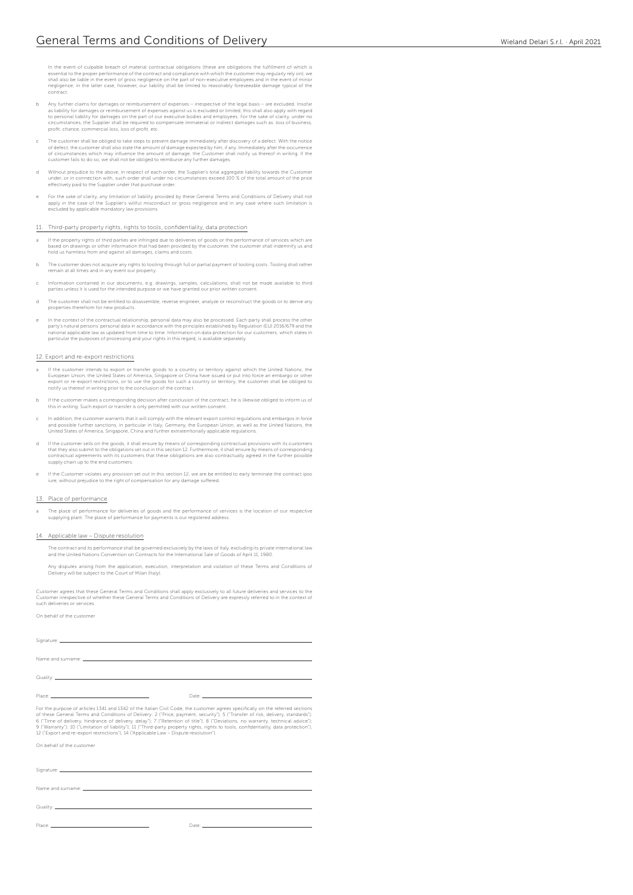In the event of culpable breach of material contractual obligations (these are obligations the fulfillment of which is essential to the proper performance of the contract and compliance with which the customer may regularly rely on), we shall also be liable in the event of gross negligence on the part of non-executive employees and in the event of minor negligence; in the latter case, however, our liability shall be limited to reasonably foreseeable damage typical of the contract.

b Any further claims for damages or reimbursement of expenses – irrespective of the legal basis – are excluded. Insofar as liability for damages or reimbursement of expenses against us is excluded or limited, this shall also apply with regard to personal liability for damages on the part of our executive bodies and employees. For the sake of clarity, under no circumstances, the Supplier shall be required to compensate immaterial or indirect damages such as: loss of business, profit, chance, commercial loss, loss of profit, etc.

c The customer shall be obliged to take steps to prevent damage immediately after discovery of a defect. With the notice of defect, the customer shall also state the amount of damage expected by him, if any. Immediately after the occurrence of circumstances which may influence the amount of damage, the Customer shall notify us thereof in writing. If the customer fails to do so, we shall not be obliged to reimburse any further damages.

d Without prejudice to the above, in respect of each order, the Supplier's total aggregate liability towards the Customer under, or in connection with, such order shall under no circumstances exceed 100 % of the total amount of the price effectively paid to the Supplier under that purchase order.

e For the sake of clarity, any limitation of liability provided by these General Terms and Conditions of Delivery shall not apply in the case of the Supplier's willful misconduct or gross negligence and in any case where such limitation is excluded by applicable mandatory law provisions.

## 11. Third-party property rights, rights to tools, confidentiality, data protection

a If the property rights of third parties are infringed due to deliveries of goods or the performance of services which are based on drawings or other information that had been provided by the customer, the customer shall indemnify us and hold us harmless from and against all damages, claims and costs.

b The customer does not acquire any rights to tooling through full or partial payment of tooling costs. Tooling shall rather remain at all times and in any event our property.

c Information contained in our documents, e.g. drawings, samples, calculations, shall not be made available to third parties unless it is used for the intended purpose or we have granted our prior written consent.

d The customer shall not be entitled to disassemble, reverse engineer, analyze or reconstruct the goods or to derive any properties therefrom for new products.

e In the context of the contractual relationship, personal data may also be processed. Each party shall process the other party's natural persons' personal data in accordance with the principles established by Regulation (EU) 2016/679 and the national applicable law as updated from time to time. Information on data protection for our customers, which states in particular the purposes of processing and your rights in this regard, is available separately.

## 12. Export and re-export restrictions

a If the customer intends to export or transfer goods to a country or territory against which the United Nations, the European Union, the United States of America, Singapore or China have issued or put into force an embargo or other export or re-export restrictions, or to use the goods for such a country or territory, the customer shall be obliged to notify us thereof in writing prior to the conclusion of the contract.

b If the customer makes a corresponding decision after conclusion of the contract, he is likewise obliged to inform us of this in writing. Such export or transfer is only permitted with our written consent.

c In addition, the customer warrants that it will comply with the relevant export control regulations and embargos in force and possible further sanctions, in particular in Italy, Germany, the European Union, as well as the United Nations, the United States of America, Singapore, China and further extraterritorially applicable regulations.

d If the customer sells on the goods, it shall ensure by means of corresponding contractual provisions with its customers that they also submit to the obligations set out in this section 12. Furthermore, it shall ensure by means of corresponding contractual agreements with its customers that these obligations are also contractually agreed in the further possible supply chain up to the end customers.

e If the Customer violates any provision set out in this section 12, we are be entitled to early terminate the contract ipso iure, without prejudice to the right of compensation for any damage suffered.

## 13. Place of performance

a The place of performance for deliveries of goods and the performance of services is the location of our respective supplying plant. The place of performance for payments is our registered address.

## 14. Applicable law – Dispute resolution

The contract and its performance shall be governed exclusively by the laws of Italy, excluding its private international law and the United Nations Convention on Contracts for the International Sale of Goods of April 11, 1980.

Any disputes arising from the application, execution, interpretation and violation of these Terms and Conditions of Delivery will be subject to the Court of Milan (Italy).

Customer agrees that these General Terms and Conditions shall apply exclusively to all future deliveries and services to the Customer irrespective of whether these General Terms and Conditions of Delivery are expressly referred to in the context of such deliveries or services.

On behalf of the customer

Signature: ______________________________

Name and surname: ______________________________

Quality: ______________________________

Place: ______________ Date: ______________

For the purpose of articles 1341 and 1342 of the Italian Civil Code, the customer agrees specifically on the referred sections of these General Terms and Conditions of Delivery: 2 ("Price, payment, security"); 5 ("Transfer of risk, delivery, standards"); 6 ("Time of delivery, hindrance of delivery, delay"); 7 ("Retention of title"); 8 ("Deviations, no warranty, technical advice"); 9 ("Warranty"); 10 ("Limitation of liability"); 11 ("Third-party property rights, rights to tools, confidentiality, data protection"); 12 ("Export and re-export restrictions"); 14 ("Applicable Law – Dispute resolution").

On behalf of the customer

Signature: ______________________________

Name and surname: ______________________________

Quality: ______________________________

Place: ______________ Date: ______________